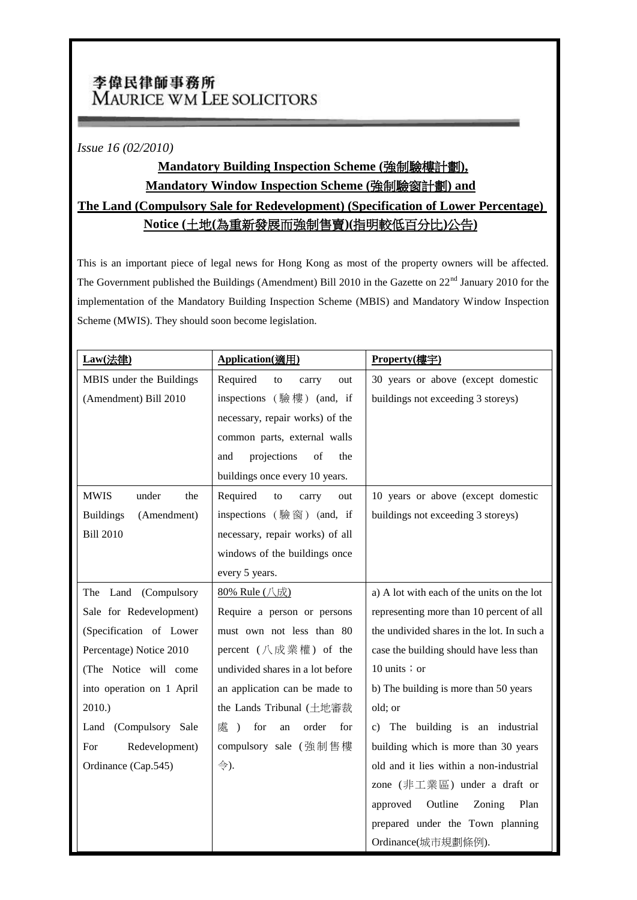# 李偉民律師事務所
# MAURICE WM LEE SOLICITORS

*Issue 16 (02/2010)*

## Mandatory Building Inspection Scheme (強制驗樓計劃), Mandatory Window Inspection Scheme (強制驗窗計劃) and The Land (Compulsory Sale for Redevelopment) (Specification of Lower Percentage) Notice (土地(為重新發展而強制售賣)(指明較低百分比)公告)

This is an important piece of legal news for Hong Kong as most of the property owners will be affected. The Government published the Buildings (Amendment) Bill 2010 in the Gazette on 22nd January 2010 for the implementation of the Mandatory Building Inspection Scheme (MBIS) and Mandatory Window Inspection Scheme (MWIS). They should soon become legislation.

| Law(法律) | Application(適用) | Property(樓宇) |
|---|---|---|
| MBIS under the Buildings (Amendment) Bill 2010 | Required to carry out inspections（驗樓）(and, if necessary, repair works) of the common parts, external walls and projections of the buildings once every 10 years. | 30 years or above (except domestic buildings not exceeding 3 storeys) |
| MWIS under the Buildings (Amendment) Bill 2010 | Required to carry out inspections（驗窗）(and, if necessary, repair works) of all windows of the buildings once every 5 years. | 10 years or above (except domestic buildings not exceeding 3 storeys) |
| The Land (Compulsory Sale for Redevelopment) (Specification of Lower Percentage) Notice 2010 (The Notice will come into operation on 1 April 2010.) Land (Compulsory Sale For Redevelopment) Ordinance (Cap.545) | 80% Rule (八成) Require a person or persons must own not less than 80 percent (八成業權) of the undivided shares in a lot before an application can be made to the Lands Tribunal (土地審裁處) for an order for compulsory sale (強制售樓令). | a) A lot with each of the units on the lot representing more than 10 percent of all the undivided shares in the lot. In such a case the building should have less than 10 units；or b) The building is more than 50 years old; or c) The building is an industrial building which is more than 30 years old and it lies within a non-industrial zone (非工業區) under a draft or approved Outline Zoning Plan prepared under the Town planning Ordinance(城市規劃條例). |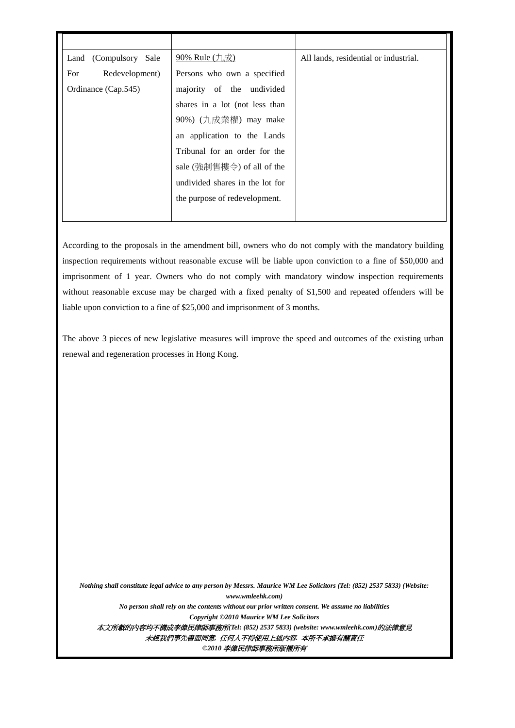| | | |
|---|---|---|
| Land (Compulsory Sale For Redevelopment) Ordinance (Cap.545) | 90% Rule (九成) Persons who own a specified majority of the undivided shares in a lot (not less than 90%) (九成業權) may make an application to the Lands Tribunal for an order for the sale (強制售樓令) of all of the undivided shares in the lot for the purpose of redevelopment. | All lands, residential or industrial. |

According to the proposals in the amendment bill, owners who do not comply with the mandatory building inspection requirements without reasonable excuse will be liable upon conviction to a fine of $50,000 and imprisonment of 1 year. Owners who do not comply with mandatory window inspection requirements without reasonable excuse may be charged with a fixed penalty of $1,500 and repeated offenders will be liable upon conviction to a fine of $25,000 and imprisonment of 3 months.

The above 3 pieces of new legislative measures will improve the speed and outcomes of the existing urban renewal and regeneration processes in Hong Kong.

***Nothing shall constitute legal advice to any person by Messrs. Maurice WM Lee Solicitors (Tel: (852) 2537 5833) (Website: www.wmleehk.com)***
***No person shall rely on the contents without our prior written consent. We assume no liabilities***
***Copyright ©2010 Maurice WM Lee Solicitors***
***本文所載的內容均不構成李偉民律師事務所(Tel: (852) 2537 5833) (website: www.wmleehk.com)的法律意見***
***未經我們事先書面同意，任何人不得使用上述內容. 本所不承擔有關責任***
***©2010 李偉民律師事務所版權所有***